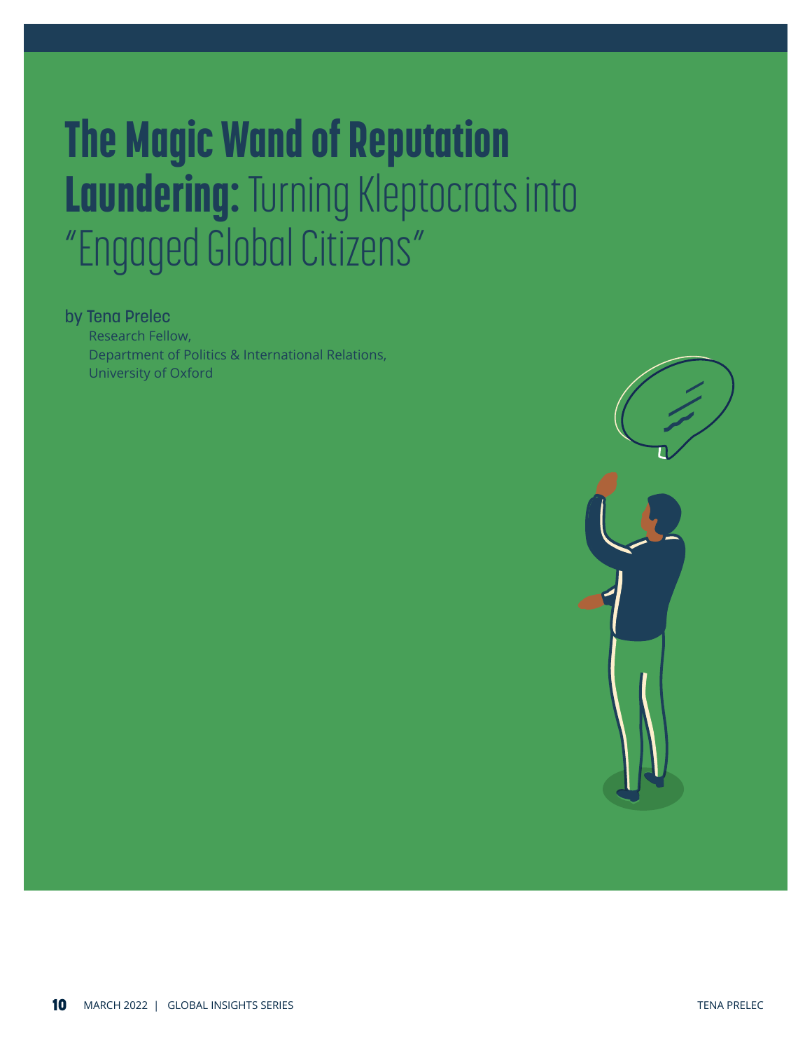# **The Magic Wand of Reputation Laundering:** Turning Kleptocrats into "Engaged Global Citizens"

by Tena Prelec

Research Fellow,
Department of Politics & International Relations,
University of Oxford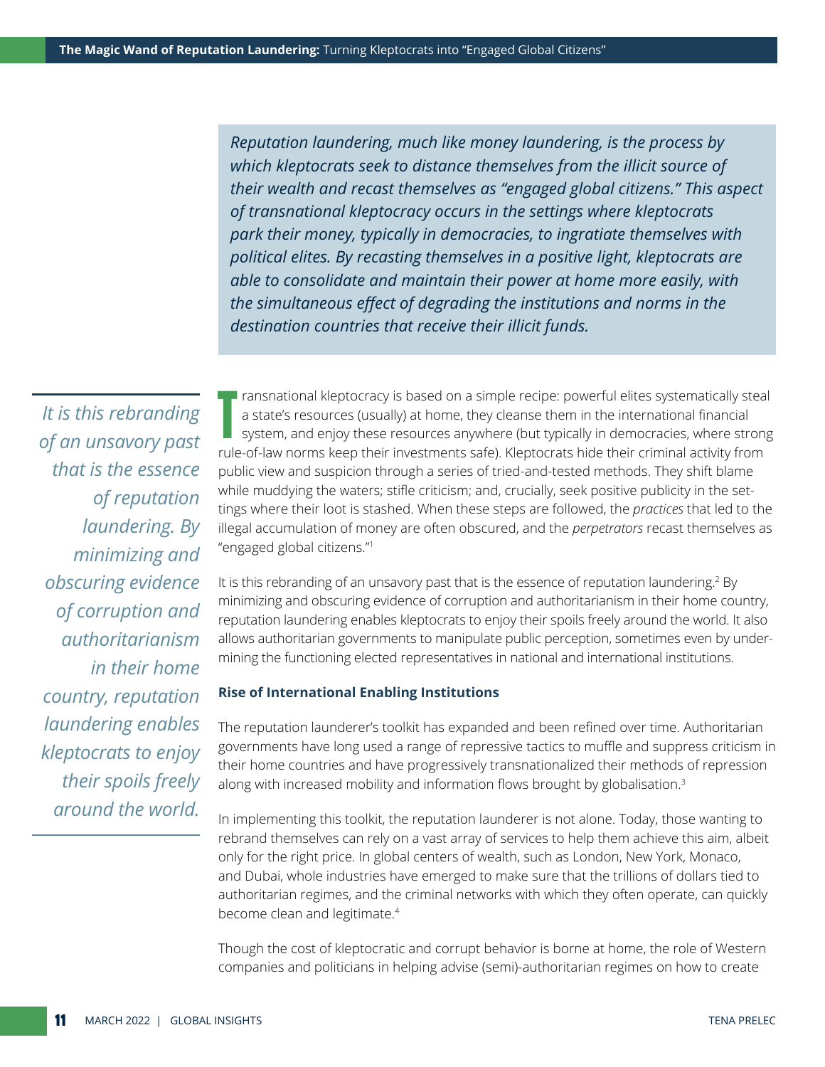*Reputation laundering, much like money laundering, is the process by which kleptocrats seek to distance themselves from the illicit source of their wealth and recast themselves as "engaged global citizens." This aspect of transnational kleptocracy occurs in the settings where kleptocrats park their money, typically in democracies, to ingratiate themselves with political elites. By recasting themselves in a positive light, kleptocrats are able to consolidate and maintain their power at home more easily, with the simultaneous effect of degrading the institutions and norms in the destination countries that receive their illicit funds.*

Transnational kleptocracy is based on a simple recipe: powerful elites systematically steal a state's resources (usually) at home, they cleanse them in the international financial system, and enjoy these resources anywhere (but typically in democracies, where strong rule-of-law norms keep their investments safe). Kleptocrats hide their criminal activity from public view and suspicion through a series of tried-and-tested methods. They shift blame while muddying the waters; stifle criticism; and, crucially, seek positive publicity in the settings where their loot is stashed. When these steps are followed, the *practices* that led to the illegal accumulation of money are often obscured, and the *perpetrators* recast themselves as "engaged global citizens."[1]

*It is this rebranding of an unsavory past that is the essence of reputation laundering. By minimizing and obscuring evidence of corruption and authoritarianism in their home country, reputation laundering enables kleptocrats to enjoy their spoils freely around the world.*

It is this rebranding of an unsavory past that is the essence of reputation laundering.[2] By minimizing and obscuring evidence of corruption and authoritarianism in their home country, reputation laundering enables kleptocrats to enjoy their spoils freely around the world. It also allows authoritarian governments to manipulate public perception, sometimes even by undermining the functioning elected representatives in national and international institutions.

### Rise of International Enabling Institutions

The reputation launderer's toolkit has expanded and been refined over time. Authoritarian governments have long used a range of repressive tactics to muffle and suppress criticism in their home countries and have progressively transnationalized their methods of repression along with increased mobility and information flows brought by globalisation.[3]

In implementing this toolkit, the reputation launderer is not alone. Today, those wanting to rebrand themselves can rely on a vast array of services to help them achieve this aim, albeit only for the right price. In global centers of wealth, such as London, New York, Monaco, and Dubai, whole industries have emerged to make sure that the trillions of dollars tied to authoritarian regimes, and the criminal networks with which they often operate, can quickly become clean and legitimate.[4]

Though the cost of kleptocratic and corrupt behavior is borne at home, the role of Western companies and politicians in helping advise (semi)-authoritarian regimes on how to create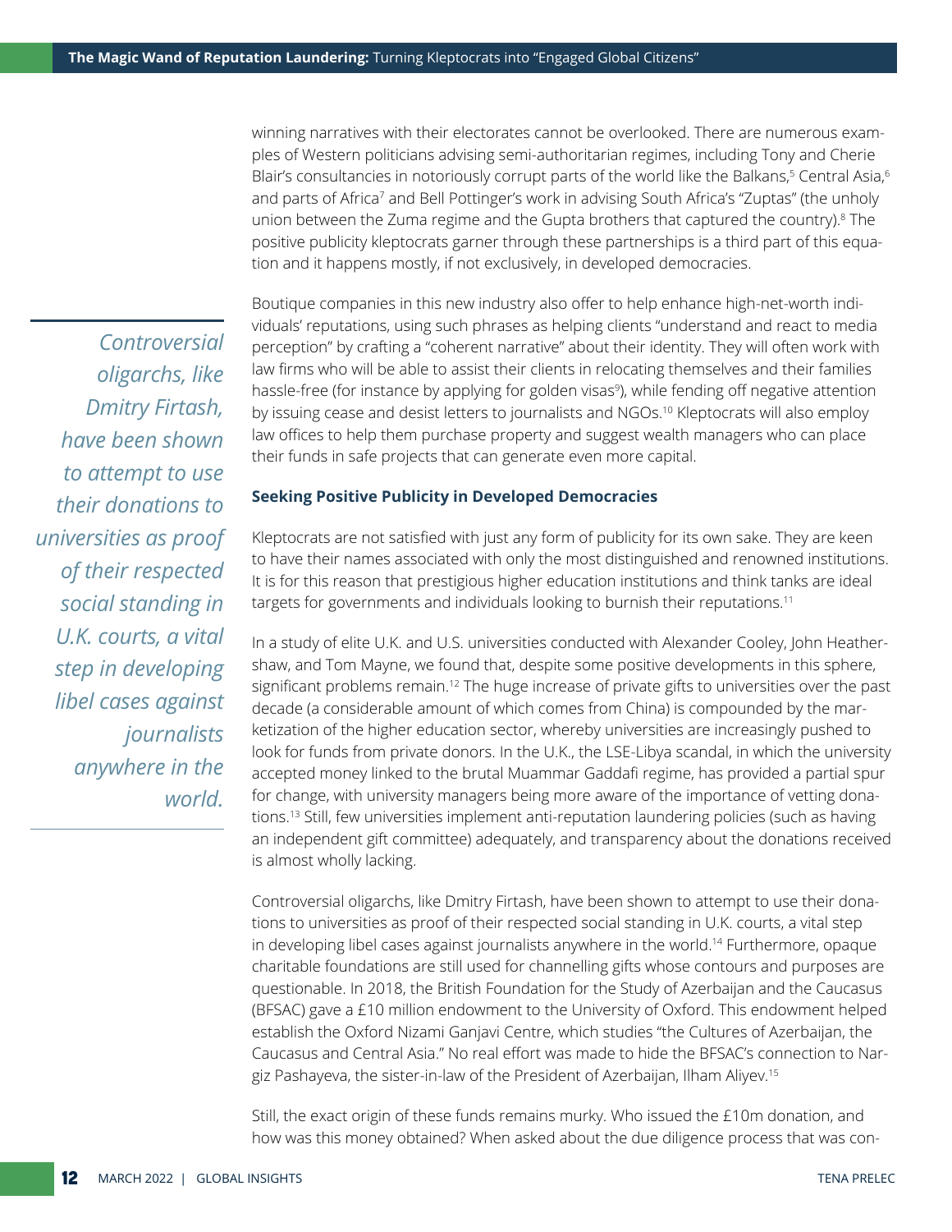winning narratives with their electorates cannot be overlooked. There are numerous examples of Western politicians advising semi-authoritarian regimes, including Tony and Cherie Blair's consultancies in notoriously corrupt parts of the world like the Balkans,[5] Central Asia,[6] and parts of Africa[7] and Bell Pottinger's work in advising South Africa's "Zuptas" (the unholy union between the Zuma regime and the Gupta brothers that captured the country).[8] The positive publicity kleptocrats garner through these partnerships is a third part of this equation and it happens mostly, if not exclusively, in developed democracies.

Boutique companies in this new industry also offer to help enhance high-net-worth individuals' reputations, using such phrases as helping clients "understand and react to media perception" by crafting a "coherent narrative" about their identity. They will often work with law firms who will be able to assist their clients in relocating themselves and their families hassle-free (for instance by applying for golden visas[9]), while fending off negative attention by issuing cease and desist letters to journalists and NGOs.[10] Kleptocrats will also employ law offices to help them purchase property and suggest wealth managers who can place their funds in safe projects that can generate even more capital.

> *Controversial oligarchs, like Dmitry Firtash, have been shown to attempt to use their donations to universities as proof of their respected social standing in U.K. courts, a vital step in developing libel cases against journalists anywhere in the world.*

### Seeking Positive Publicity in Developed Democracies

Kleptocrats are not satisfied with just any form of publicity for its own sake. They are keen to have their names associated with only the most distinguished and renowned institutions. It is for this reason that prestigious higher education institutions and think tanks are ideal targets for governments and individuals looking to burnish their reputations.[11]

In a study of elite U.K. and U.S. universities conducted with Alexander Cooley, John Heathershaw, and Tom Mayne, we found that, despite some positive developments in this sphere, significant problems remain.[12] The huge increase of private gifts to universities over the past decade (a considerable amount of which comes from China) is compounded by the marketization of the higher education sector, whereby universities are increasingly pushed to look for funds from private donors. In the U.K., the LSE-Libya scandal, in which the university accepted money linked to the brutal Muammar Gaddafi regime, has provided a partial spur for change, with university managers being more aware of the importance of vetting donations.[13] Still, few universities implement anti-reputation laundering policies (such as having an independent gift committee) adequately, and transparency about the donations received is almost wholly lacking.

Controversial oligarchs, like Dmitry Firtash, have been shown to attempt to use their donations to universities as proof of their respected social standing in U.K. courts, a vital step in developing libel cases against journalists anywhere in the world.[14] Furthermore, opaque charitable foundations are still used for channelling gifts whose contours and purposes are questionable. In 2018, the British Foundation for the Study of Azerbaijan and the Caucasus (BFSAC) gave a £10 million endowment to the University of Oxford. This endowment helped establish the Oxford Nizami Ganjavi Centre, which studies "the Cultures of Azerbaijan, the Caucasus and Central Asia." No real effort was made to hide the BFSAC's connection to Nargiz Pashayeva, the sister-in-law of the President of Azerbaijan, Ilham Aliyev.[15]

Still, the exact origin of these funds remains murky. Who issued the £10m donation, and how was this money obtained? When asked about the due diligence process that was con-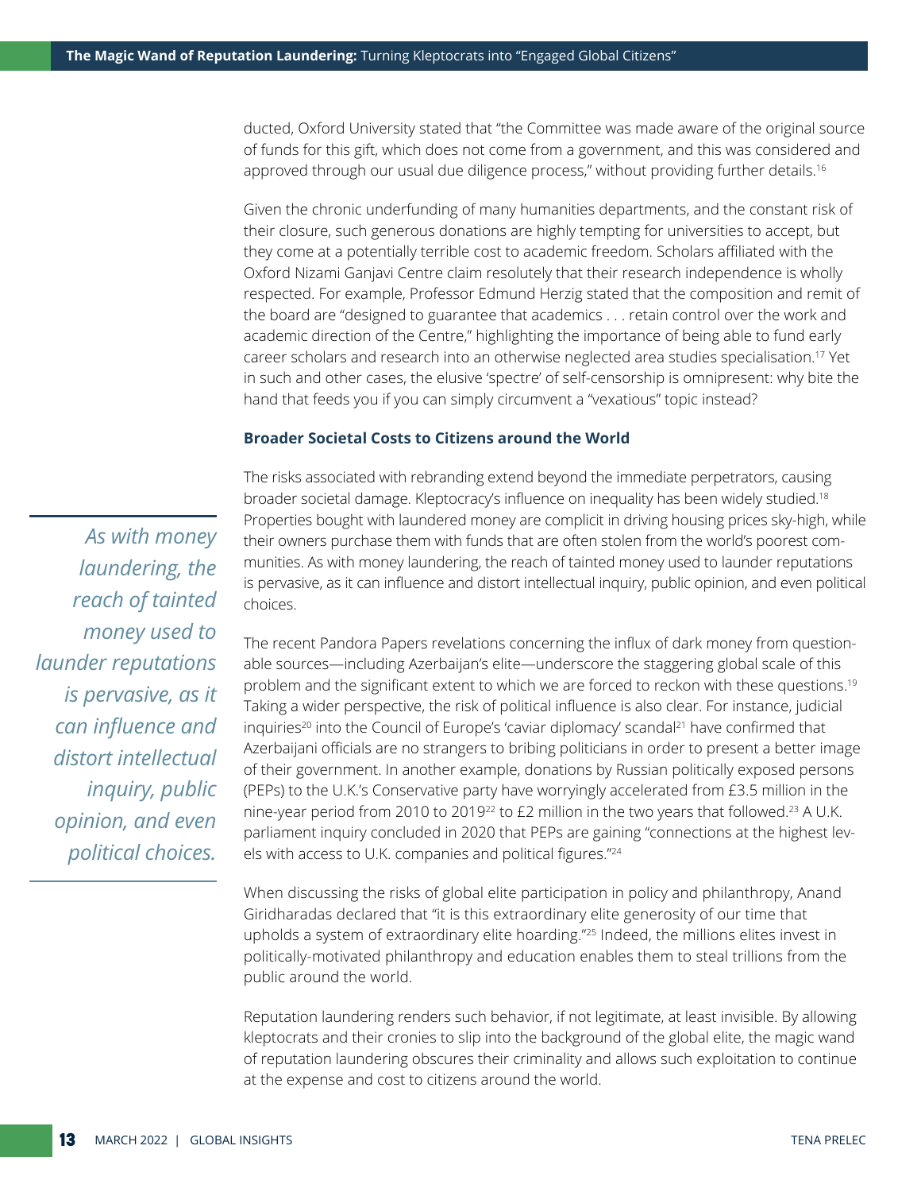ducted, Oxford University stated that "the Committee was made aware of the original source of funds for this gift, which does not come from a government, and this was considered and approved through our usual due diligence process," without providing further details.[16]

Given the chronic underfunding of many humanities departments, and the constant risk of their closure, such generous donations are highly tempting for universities to accept, but they come at a potentially terrible cost to academic freedom. Scholars affiliated with the Oxford Nizami Ganjavi Centre claim resolutely that their research independence is wholly respected. For example, Professor Edmund Herzig stated that the composition and remit of the board are "designed to guarantee that academics . . . retain control over the work and academic direction of the Centre," highlighting the importance of being able to fund early career scholars and research into an otherwise neglected area studies specialisation.[17] Yet in such and other cases, the elusive 'spectre' of self-censorship is omnipresent: why bite the hand that feeds you if you can simply circumvent a "vexatious" topic instead?

### Broader Societal Costs to Citizens around the World

The risks associated with rebranding extend beyond the immediate perpetrators, causing broader societal damage. Kleptocracy's influence on inequality has been widely studied.[18] Properties bought with laundered money are complicit in driving housing prices sky-high, while their owners purchase them with funds that are often stolen from the world's poorest communities. As with money laundering, the reach of tainted money used to launder reputations is pervasive, as it can influence and distort intellectual inquiry, public opinion, and even political choices.

> *As with money laundering, the reach of tainted money used to launder reputations is pervasive, as it can influence and distort intellectual inquiry, public opinion, and even political choices.*

The recent Pandora Papers revelations concerning the influx of dark money from questionable sources—including Azerbaijan's elite—underscore the staggering global scale of this problem and the significant extent to which we are forced to reckon with these questions.[19] Taking a wider perspective, the risk of political influence is also clear. For instance, judicial inquiries[20] into the Council of Europe's 'caviar diplomacy' scandal[21] have confirmed that Azerbaijani officials are no strangers to bribing politicians in order to present a better image of their government. In another example, donations by Russian politically exposed persons (PEPs) to the U.K.'s Conservative party have worryingly accelerated from £3.5 million in the nine-year period from 2010 to 2019[22] to £2 million in the two years that followed.[23] A U.K. parliament inquiry concluded in 2020 that PEPs are gaining "connections at the highest levels with access to U.K. companies and political figures."[24]

When discussing the risks of global elite participation in policy and philanthropy, Anand Giridharadas declared that "it is this extraordinary elite generosity of our time that upholds a system of extraordinary elite hoarding."[25] Indeed, the millions elites invest in politically-motivated philanthropy and education enables them to steal trillions from the public around the world.

Reputation laundering renders such behavior, if not legitimate, at least invisible. By allowing kleptocrats and their cronies to slip into the background of the global elite, the magic wand of reputation laundering obscures their criminality and allows such exploitation to continue at the expense and cost to citizens around the world.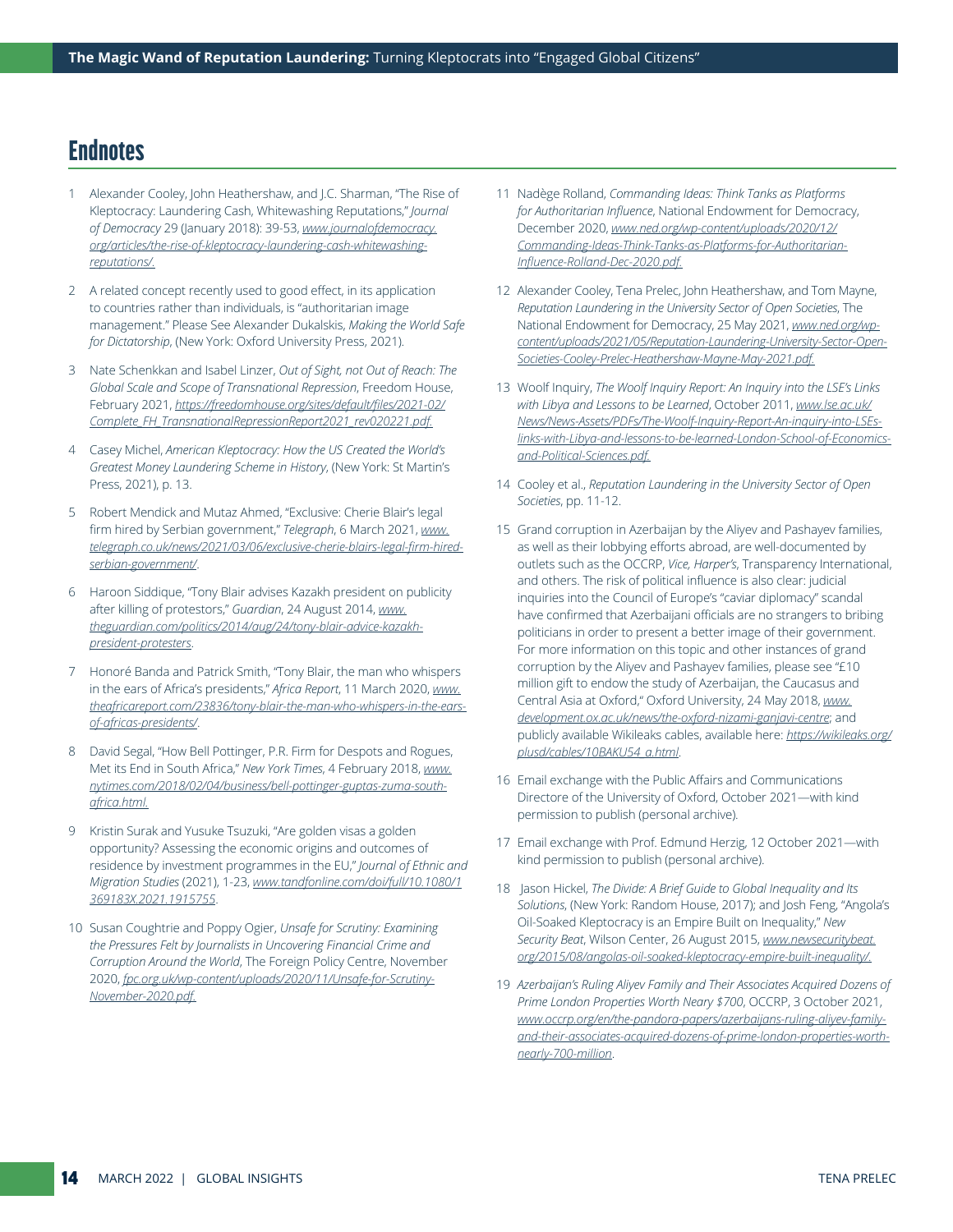## Endnotes

1. Alexander Cooley, John Heathershaw, and J.C. Sharman, "The Rise of Kleptocracy: Laundering Cash, Whitewashing Reputations," *Journal of Democracy* 29 (January 2018): 39-53, *www.journalofdemocracy.org/articles/the-rise-of-kleptocracy-laundering-cash-whitewashing-reputations/.*

2. A related concept recently used to good effect, in its application to countries rather than individuals, is "authoritarian image management." Please See Alexander Dukalskis, *Making the World Safe for Dictatorship*, (New York: Oxford University Press, 2021).

3. Nate Schenkkan and Isabel Linzer, *Out of Sight, not Out of Reach: The Global Scale and Scope of Transnational Repression*, Freedom House, February 2021, *https://freedomhouse.org/sites/default/files/2021-02/Complete_FH_TransnationalRepressionReport2021_rev020221.pdf.*

4. Casey Michel, *American Kleptocracy: How the US Created the World's Greatest Money Laundering Scheme in History*, (New York: St Martin's Press, 2021), p. 13.

5. Robert Mendick and Mutaz Ahmed, "Exclusive: Cherie Blair's legal firm hired by Serbian government," *Telegraph*, 6 March 2021, *www.telegraph.co.uk/news/2021/03/06/exclusive-cherie-blairs-legal-firm-hired-serbian-government/*.

6. Haroon Siddique, "Tony Blair advises Kazakh president on publicity after killing of protestors," *Guardian*, 24 August 2014, *www.theguardian.com/politics/2014/aug/24/tony-blair-advice-kazakh-president-protesters*.

7. Honoré Banda and Patrick Smith, "Tony Blair, the man who whispers in the ears of Africa's presidents," *Africa Report*, 11 March 2020, *www.theafricareport.com/23836/tony-blair-the-man-who-whispers-in-the-ears-of-africas-presidents/*.

8. David Segal, "How Bell Pottinger, P.R. Firm for Despots and Rogues, Met its End in South Africa," *New York Times*, 4 February 2018, *www.nytimes.com/2018/02/04/business/bell-pottinger-guptas-zuma-south-africa.html.*

9. Kristin Surak and Yusuke Tsuzuki, "Are golden visas a golden opportunity? Assessing the economic origins and outcomes of residence by investment programmes in the EU," *Journal of Ethnic and Migration Studies* (2021), 1-23, *www.tandfonline.com/doi/full/10.1080/1369183X.2021.1915755*.

10. Susan Coughtrie and Poppy Ogier, *Unsafe for Scrutiny: Examining the Pressures Felt by Journalists in Uncovering Financial Crime and Corruption Around the World*, The Foreign Policy Centre, November 2020, *fpc.org.uk/wp-content/uploads/2020/11/Unsafe-for-Scrutiny-November-2020.pdf.*

11. Nadège Rolland, *Commanding Ideas: Think Tanks as Platforms for Authoritarian Influence*, National Endowment for Democracy, December 2020, *www.ned.org/wp-content/uploads/2020/12/Commanding-Ideas-Think-Tanks-as-Platforms-for-Authoritarian-Influence-Rolland-Dec-2020.pdf.*

12. Alexander Cooley, Tena Prelec, John Heathershaw, and Tom Mayne, *Reputation Laundering in the University Sector of Open Societies*, The National Endowment for Democracy, 25 May 2021, *www.ned.org/wp-content/uploads/2021/05/Reputation-Laundering-University-Sector-Open-Societies-Cooley-Prelec-Heathershaw-Mayne-May-2021.pdf.*

13. Woolf Inquiry, *The Woolf Inquiry Report: An Inquiry into the LSE's Links with Libya and Lessons to be Learned*, October 2011, *www.lse.ac.uk/News/News-Assets/PDFs/The-Woolf-Inquiry-Report-An-inquiry-into-LSEs-links-with-Libya-and-lessons-to-be-learned-London-School-of-Economics-and-Political-Sciences.pdf.*

14. Cooley et al., *Reputation Laundering in the University Sector of Open Societies*, pp. 11-12.

15. Grand corruption in Azerbaijan by the Aliyev and Pashayev families, as well as their lobbying efforts abroad, are well-documented by outlets such as the OCCRP, *Vice, Harper's*, Transparency International, and others. The risk of political influence is also clear: judicial inquiries into the Council of Europe's "caviar diplomacy" scandal have confirmed that Azerbaijani officials are no strangers to bribing politicians in order to present a better image of their government. For more information on this topic and other instances of grand corruption by the Aliyev and Pashayev families, please see "£10 million gift to endow the study of Azerbaijan, the Caucasus and Central Asia at Oxford," Oxford University, 24 May 2018, *www.development.ox.ac.uk/news/the-oxford-nizami-ganjavi-centre*; and publicly available Wikileaks cables, available here: *https://wikileaks.org/plusd/cables/10BAKU54_a.html*.

16. Email exchange with the Public Affairs and Communications Directore of the University of Oxford, October 2021—with kind permission to publish (personal archive).

17. Email exchange with Prof. Edmund Herzig, 12 October 2021—with kind permission to publish (personal archive).

18. Jason Hickel, *The Divide: A Brief Guide to Global Inequality and Its Solutions*, (New York: Random House, 2017); and Josh Feng, "Angola's Oil-Soaked Kleptocracy is an Empire Built on Inequality," *New Security Beat*, Wilson Center, 26 August 2015, *www.newsecuritybeat.org/2015/08/angolas-oil-soaked-kleptocracy-empire-built-inequality/.*

19. *Azerbaijan's Ruling Aliyev Family and Their Associates Acquired Dozens of Prime London Properties Worth Neary $700*, OCCRP, 3 October 2021, *www.occrp.org/en/the-pandora-papers/azerbaijans-ruling-aliyev-family-and-their-associates-acquired-dozens-of-prime-london-properties-worth-nearly-700-million*.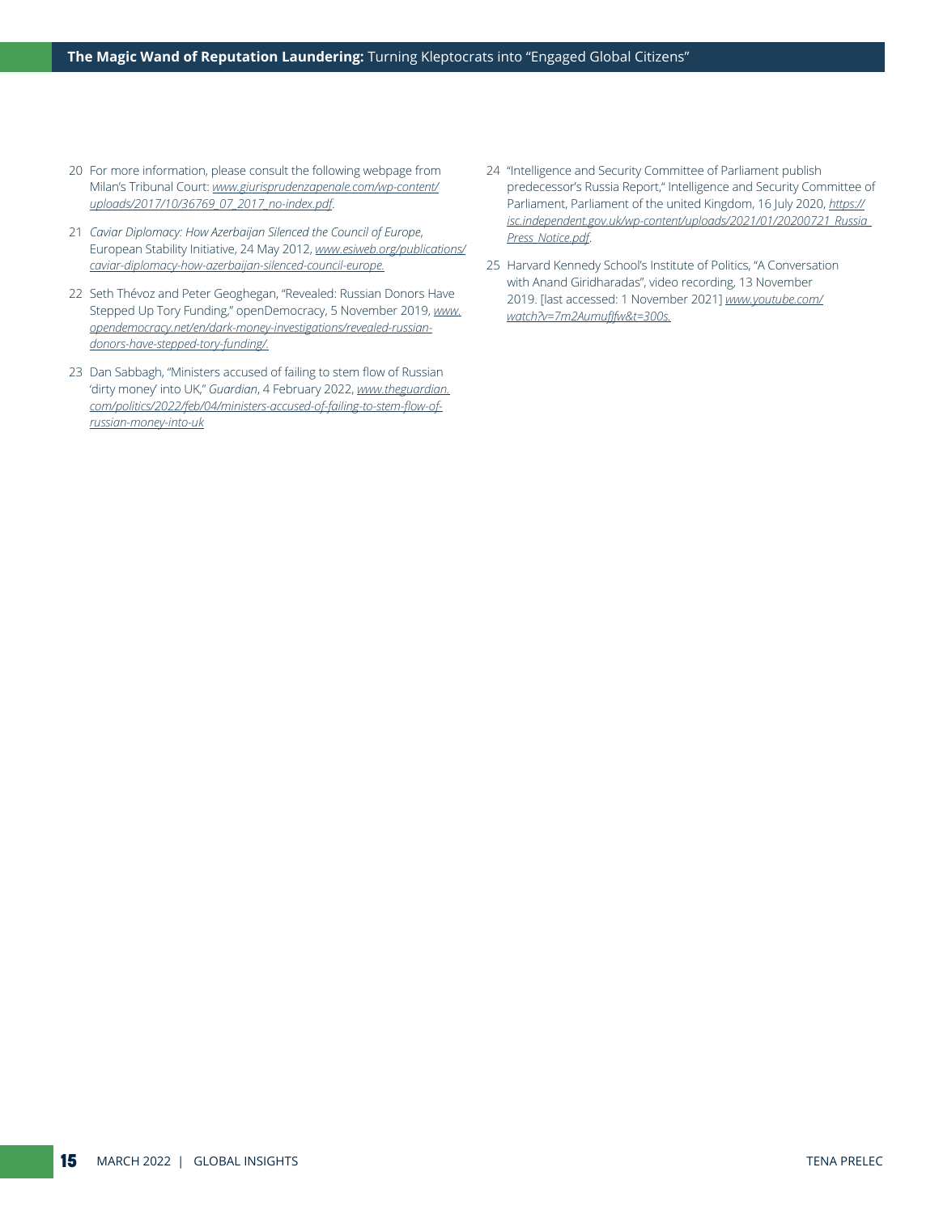20 For more information, please consult the following webpage from Milan's Tribunal Court: *www.giurisprudenzapenale.com/wp-content/uploads/2017/10/36769_07_2017_no-index.pdf*.

21 *Caviar Diplomacy: How Azerbaijan Silenced the Council of Europe*, European Stability Initiative, 24 May 2012, *www.esiweb.org/publications/caviar-diplomacy-how-azerbaijan-silenced-council-europe.*

22 Seth Thévoz and Peter Geoghegan, "Revealed: Russian Donors Have Stepped Up Tory Funding," openDemocracy, 5 November 2019, *www.opendemocracy.net/en/dark-money-investigations/revealed-russian-donors-have-stepped-tory-funding/.*

23 Dan Sabbagh, "Ministers accused of failing to stem flow of Russian 'dirty money' into UK," *Guardian*, 4 February 2022, *www.theguardian.com/politics/2022/feb/04/ministers-accused-of-failing-to-stem-flow-of-russian-money-into-uk*

24 "Intelligence and Security Committee of Parliament publish predecessor's Russia Report," Intelligence and Security Committee of Parliament, Parliament of the united Kingdom, 16 July 2020, *https://isc.independent.gov.uk/wp-content/uploads/2021/01/20200721_Russia_Press_Notice.pdf*.

25 Harvard Kennedy School's Institute of Politics, "A Conversation with Anand Giridharadas", video recording, 13 November 2019. [last accessed: 1 November 2021] *www.youtube.com/watch?v=7m2AumufJfw&t=300s.*